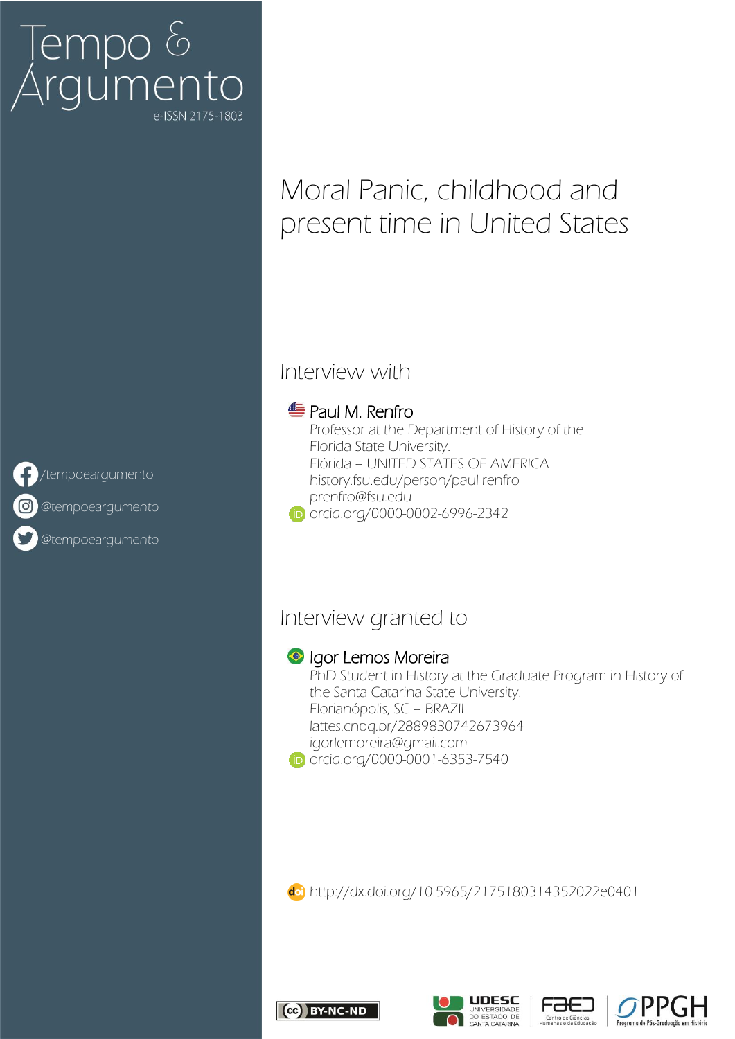Tempo & Argumento

e-ISSN 2175-1803

/tempoeargumento

@tempoeargumento

@tempoeargumento

# Moral Panic, childhood and present time in United States

## Interview with

**Paul M. Renfro**
Professor at the Department of History of the Florida State University.
Flórida – UNITED STATES OF AMERICA
history.fsu.edu/person/paul-renfro
prenfro@fsu.edu
orcid.org/0000-0002-6996-2342

## Interview granted to

**Igor Lemos Moreira**
PhD Student in History at the Graduate Program in History of the Santa Catarina State University.
Florianópolis, SC – BRAZIL
lattes.cnpq.br/2889830742673964
igorlemoreira@gmail.com
orcid.org/0000-0001-6353-7540

http://dx.doi.org/10.5965/2175180314352022e0401

BY-NC-ND

UDESC UNIVERSIDADE DO ESTADO DE SANTA CATARINA

FAED Centro de Ciências Humanas e da Educação

PPGH Programa de Pós-Graduação em História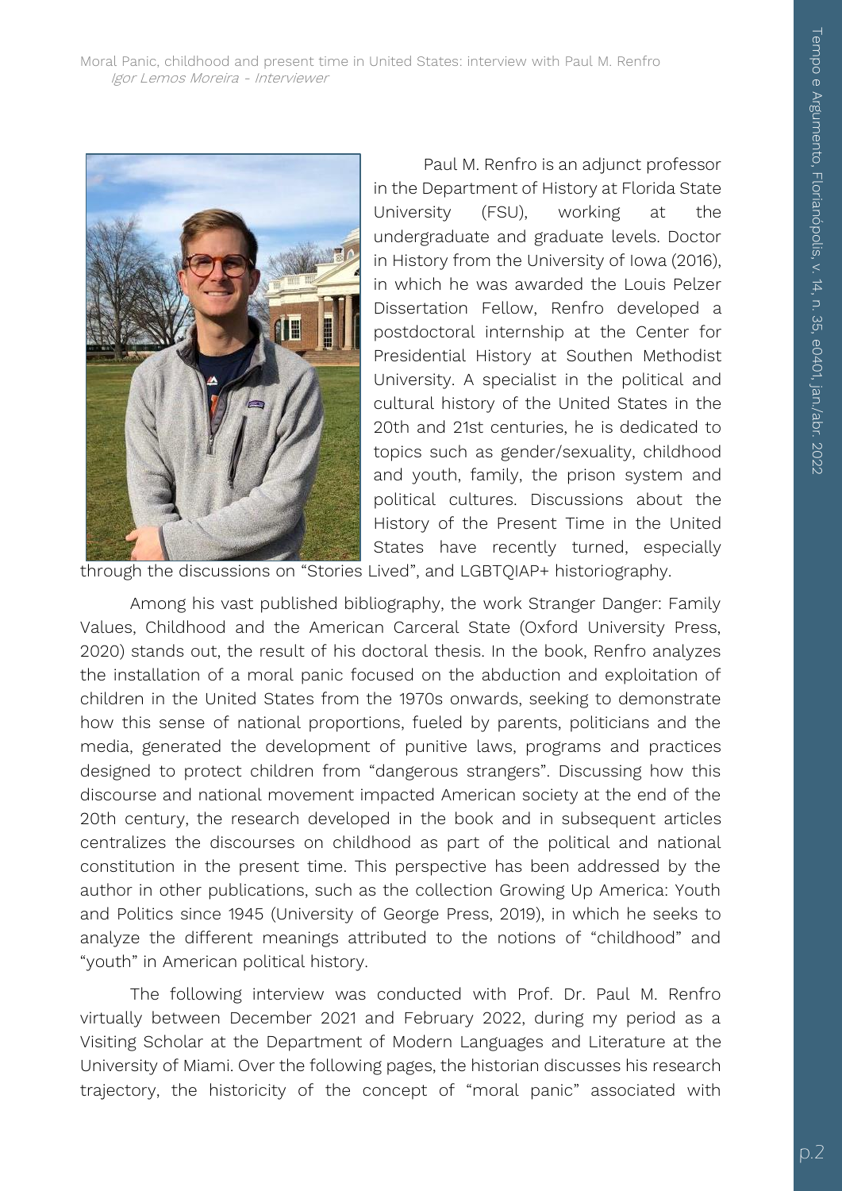Paul M. Renfro is an adjunct professor in the Department of History at Florida State University (FSU), working at the undergraduate and graduate levels. Doctor in History from the University of Iowa (2016), in which he was awarded the Louis Pelzer Dissertation Fellow, Renfro developed a postdoctoral internship at the Center for Presidential History at Southen Methodist University. A specialist in the political and cultural history of the United States in the 20th and 21st centuries, he is dedicated to topics such as gender/sexuality, childhood and youth, family, the prison system and political cultures. Discussions about the History of the Present Time in the United States have recently turned, especially through the discussions on "Stories Lived", and LGBTQIAP+ historiography.

Among his vast published bibliography, the work Stranger Danger: Family Values, Childhood and the American Carceral State (Oxford University Press, 2020) stands out, the result of his doctoral thesis. In the book, Renfro analyzes the installation of a moral panic focused on the abduction and exploitation of children in the United States from the 1970s onwards, seeking to demonstrate how this sense of national proportions, fueled by parents, politicians and the media, generated the development of punitive laws, programs and practices designed to protect children from "dangerous strangers". Discussing how this discourse and national movement impacted American society at the end of the 20th century, the research developed in the book and in subsequent articles centralizes the discourses on childhood as part of the political and national constitution in the present time. This perspective has been addressed by the author in other publications, such as the collection Growing Up America: Youth and Politics since 1945 (University of George Press, 2019), in which he seeks to analyze the different meanings attributed to the notions of "childhood" and "youth" in American political history.

The following interview was conducted with Prof. Dr. Paul M. Renfro virtually between December 2021 and February 2022, during my period as a Visiting Scholar at the Department of Modern Languages and Literature at the University of Miami. Over the following pages, the historian discusses his research trajectory, the historicity of the concept of "moral panic" associated with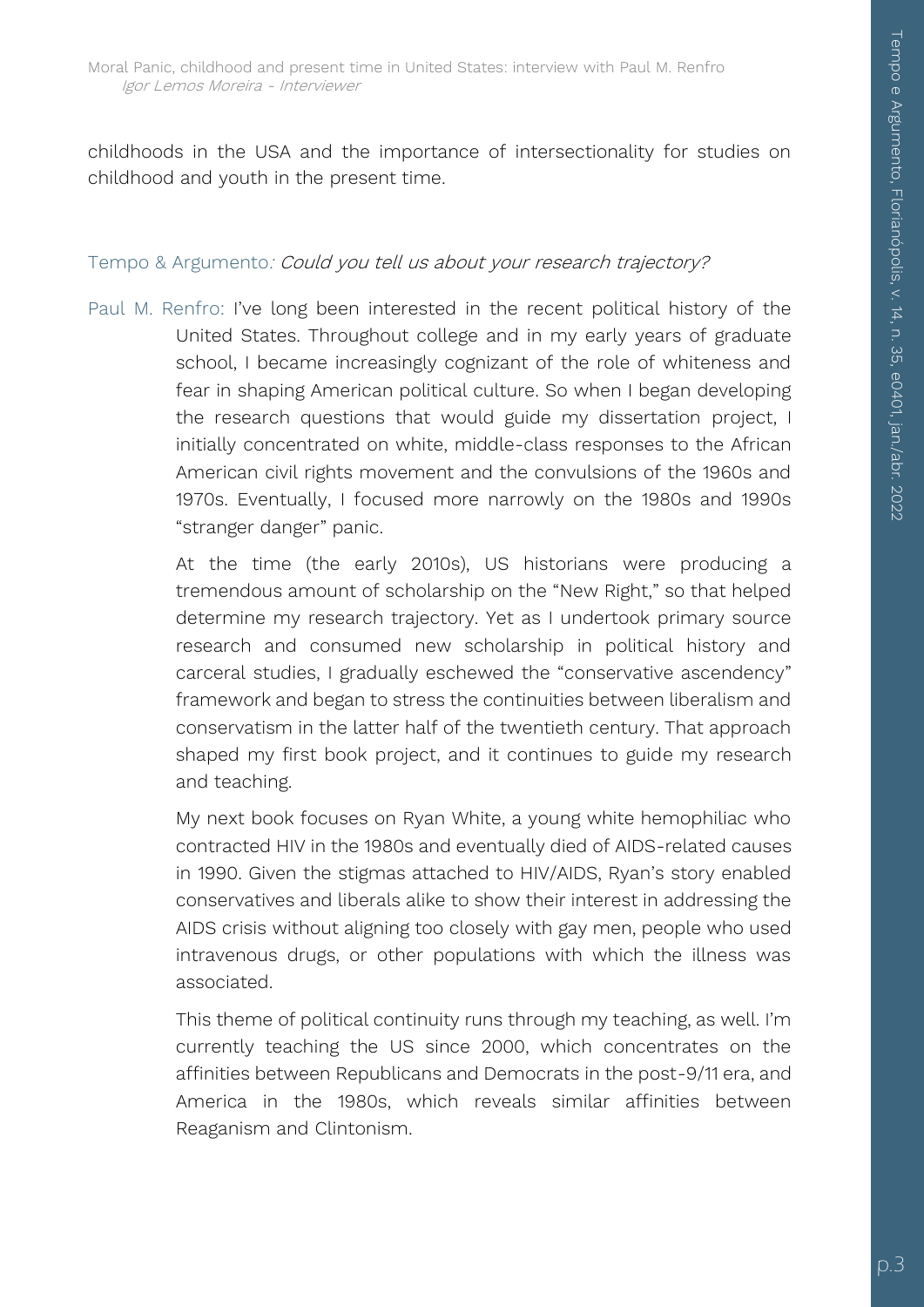childhoods in the USA and the importance of intersectionality for studies on childhood and youth in the present time.

Tempo & Argumento: *Could you tell us about your research trajectory?*

Paul M. Renfro: I've long been interested in the recent political history of the United States. Throughout college and in my early years of graduate school, I became increasingly cognizant of the role of whiteness and fear in shaping American political culture. So when I began developing the research questions that would guide my dissertation project, I initially concentrated on white, middle-class responses to the African American civil rights movement and the convulsions of the 1960s and 1970s. Eventually, I focused more narrowly on the 1980s and 1990s "stranger danger" panic.

At the time (the early 2010s), US historians were producing a tremendous amount of scholarship on the "New Right," so that helped determine my research trajectory. Yet as I undertook primary source research and consumed new scholarship in political history and carceral studies, I gradually eschewed the "conservative ascendency" framework and began to stress the continuities between liberalism and conservatism in the latter half of the twentieth century. That approach shaped my first book project, and it continues to guide my research and teaching.

My next book focuses on Ryan White, a young white hemophiliac who contracted HIV in the 1980s and eventually died of AIDS-related causes in 1990. Given the stigmas attached to HIV/AIDS, Ryan's story enabled conservatives and liberals alike to show their interest in addressing the AIDS crisis without aligning too closely with gay men, people who used intravenous drugs, or other populations with which the illness was associated.

This theme of political continuity runs through my teaching, as well. I'm currently teaching the US since 2000, which concentrates on the affinities between Republicans and Democrats in the post-9/11 era, and America in the 1980s, which reveals similar affinities between Reaganism and Clintonism.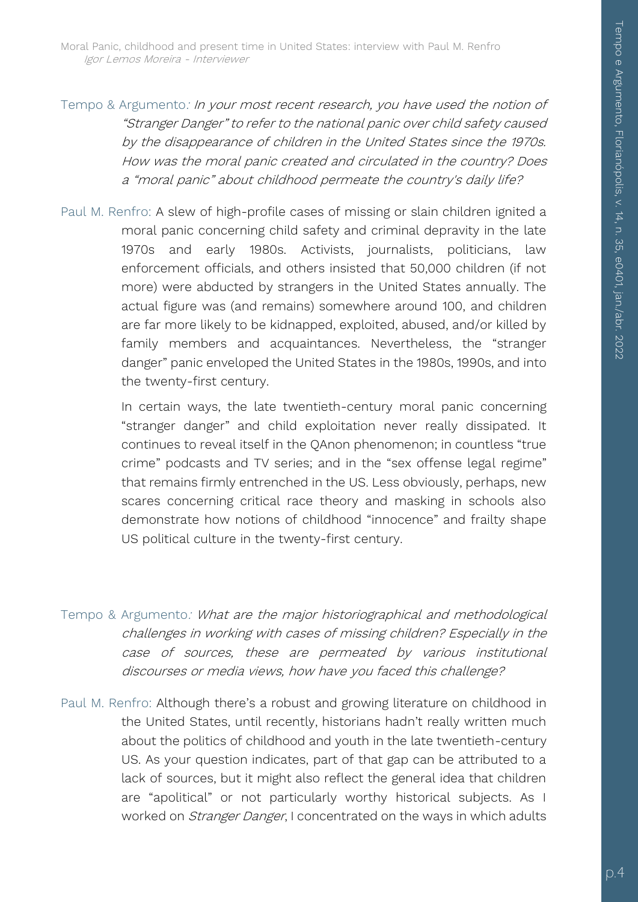**Tempo & Argumento**: *In your most recent research, you have used the notion of "Stranger Danger" to refer to the national panic over child safety caused by the disappearance of children in the United States since the 1970s. How was the moral panic created and circulated in the country? Does a "moral panic" about childhood permeate the country's daily life?*

**Paul M. Renfro**: A slew of high-profile cases of missing or slain children ignited a moral panic concerning child safety and criminal depravity in the late 1970s and early 1980s. Activists, journalists, politicians, law enforcement officials, and others insisted that 50,000 children (if not more) were abducted by strangers in the United States annually. The actual figure was (and remains) somewhere around 100, and children are far more likely to be kidnapped, exploited, abused, and/or killed by family members and acquaintances. Nevertheless, the "stranger danger" panic enveloped the United States in the 1980s, 1990s, and into the twenty-first century.

In certain ways, the late twentieth-century moral panic concerning "stranger danger" and child exploitation never really dissipated. It continues to reveal itself in the QAnon phenomenon; in countless "true crime" podcasts and TV series; and in the "sex offense legal regime" that remains firmly entrenched in the US. Less obviously, perhaps, new scares concerning critical race theory and masking in schools also demonstrate how notions of childhood "innocence" and frailty shape US political culture in the twenty-first century.

**Tempo & Argumento**: *What are the major historiographical and methodological challenges in working with cases of missing children? Especially in the case of sources, these are permeated by various institutional discourses or media views, how have you faced this challenge?*

**Paul M. Renfro**: Although there's a robust and growing literature on childhood in the United States, until recently, historians hadn't really written much about the politics of childhood and youth in the late twentieth-century US. As your question indicates, part of that gap can be attributed to a lack of sources, but it might also reflect the general idea that children are "apolitical" or not particularly worthy historical subjects. As I worked on *Stranger Danger*, I concentrated on the ways in which adults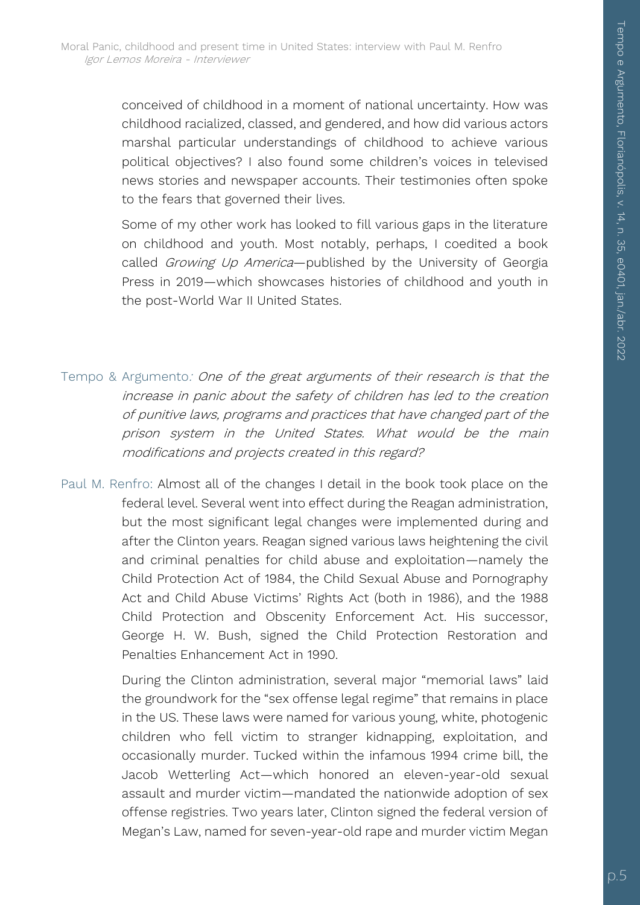conceived of childhood in a moment of national uncertainty. How was childhood racialized, classed, and gendered, and how did various actors marshal particular understandings of childhood to achieve various political objectives? I also found some children's voices in televised news stories and newspaper accounts. Their testimonies often spoke to the fears that governed their lives.

Some of my other work has looked to fill various gaps in the literature on childhood and youth. Most notably, perhaps, I coedited a book called *Growing Up America*—published by the University of Georgia Press in 2019—which showcases histories of childhood and youth in the post-World War II United States.

Tempo & Argumento: *One of the great arguments of their research is that the increase in panic about the safety of children has led to the creation of punitive laws, programs and practices that have changed part of the prison system in the United States. What would be the main modifications and projects created in this regard?*

Paul M. Renfro: Almost all of the changes I detail in the book took place on the federal level. Several went into effect during the Reagan administration, but the most significant legal changes were implemented during and after the Clinton years. Reagan signed various laws heightening the civil and criminal penalties for child abuse and exploitation—namely the Child Protection Act of 1984, the Child Sexual Abuse and Pornography Act and Child Abuse Victims' Rights Act (both in 1986), and the 1988 Child Protection and Obscenity Enforcement Act. His successor, George H. W. Bush, signed the Child Protection Restoration and Penalties Enhancement Act in 1990.

During the Clinton administration, several major "memorial laws" laid the groundwork for the "sex offense legal regime" that remains in place in the US. These laws were named for various young, white, photogenic children who fell victim to stranger kidnapping, exploitation, and occasionally murder. Tucked within the infamous 1994 crime bill, the Jacob Wetterling Act—which honored an eleven-year-old sexual assault and murder victim—mandated the nationwide adoption of sex offense registries. Two years later, Clinton signed the federal version of Megan's Law, named for seven-year-old rape and murder victim Megan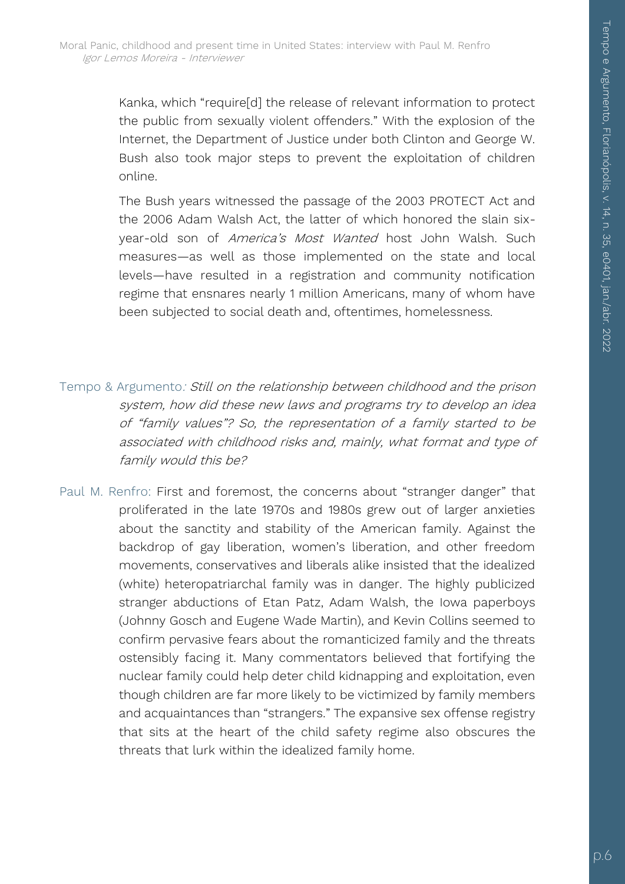Kanka, which "require[d] the release of relevant information to protect the public from sexually violent offenders." With the explosion of the Internet, the Department of Justice under both Clinton and George W. Bush also took major steps to prevent the exploitation of children online.

The Bush years witnessed the passage of the 2003 PROTECT Act and the 2006 Adam Walsh Act, the latter of which honored the slain six-year-old son of *America's Most Wanted* host John Walsh. Such measures—as well as those implemented on the state and local levels—have resulted in a registration and community notification regime that ensnares nearly 1 million Americans, many of whom have been subjected to social death and, oftentimes, homelessness.

Tempo & Argumento*: Still on the relationship between childhood and the prison system, how did these new laws and programs try to develop an idea of "family values"? So, the representation of a family started to be associated with childhood risks and, mainly, what format and type of family would this be?*

Paul M. Renfro: First and foremost, the concerns about "stranger danger" that proliferated in the late 1970s and 1980s grew out of larger anxieties about the sanctity and stability of the American family. Against the backdrop of gay liberation, women's liberation, and other freedom movements, conservatives and liberals alike insisted that the idealized (white) heteropatriarchal family was in danger. The highly publicized stranger abductions of Etan Patz, Adam Walsh, the Iowa paperboys (Johnny Gosch and Eugene Wade Martin), and Kevin Collins seemed to confirm pervasive fears about the romanticized family and the threats ostensibly facing it. Many commentators believed that fortifying the nuclear family could help deter child kidnapping and exploitation, even though children are far more likely to be victimized by family members and acquaintances than "strangers." The expansive sex offense registry that sits at the heart of the child safety regime also obscures the threats that lurk within the idealized family home.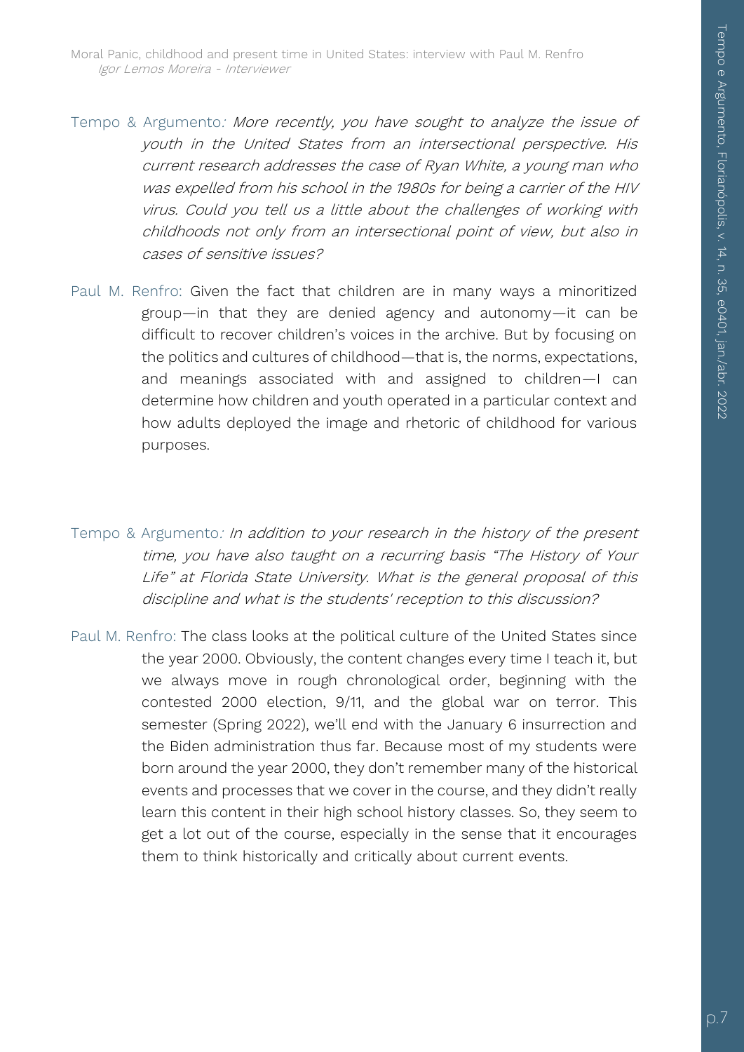Tempo & Argumento*: More recently, you have sought to analyze the issue of youth in the United States from an intersectional perspective. His current research addresses the case of Ryan White, a young man who was expelled from his school in the 1980s for being a carrier of the HIV virus. Could you tell us a little about the challenges of working with childhoods not only from an intersectional point of view, but also in cases of sensitive issues?*

Paul M. Renfro: Given the fact that children are in many ways a minoritized group—in that they are denied agency and autonomy—it can be difficult to recover children's voices in the archive. But by focusing on the politics and cultures of childhood—that is, the norms, expectations, and meanings associated with and assigned to children—I can determine how children and youth operated in a particular context and how adults deployed the image and rhetoric of childhood for various purposes.

Tempo & Argumento*: In addition to your research in the history of the present time, you have also taught on a recurring basis "The History of Your Life" at Florida State University. What is the general proposal of this discipline and what is the students' reception to this discussion?*

Paul M. Renfro: The class looks at the political culture of the United States since the year 2000. Obviously, the content changes every time I teach it, but we always move in rough chronological order, beginning with the contested 2000 election, 9/11, and the global war on terror. This semester (Spring 2022), we'll end with the January 6 insurrection and the Biden administration thus far. Because most of my students were born around the year 2000, they don't remember many of the historical events and processes that we cover in the course, and they didn't really learn this content in their high school history classes. So, they seem to get a lot out of the course, especially in the sense that it encourages them to think historically and critically about current events.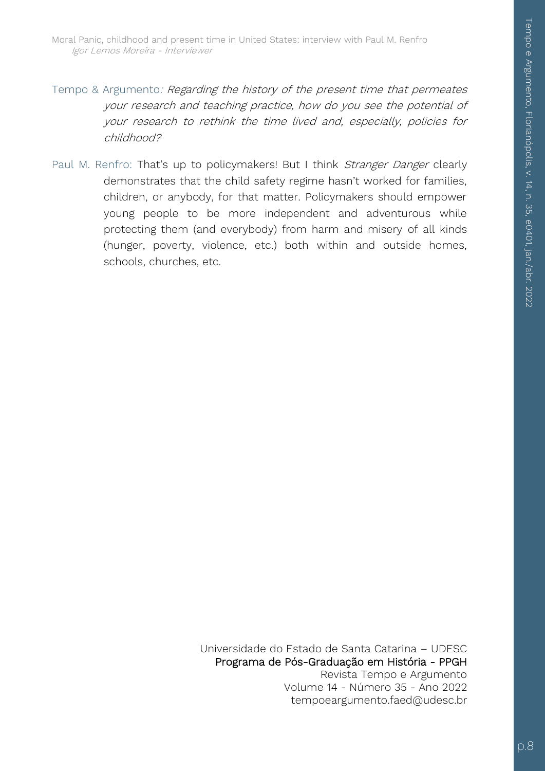Tempo & Argumento: *Regarding the history of the present time that permeates your research and teaching practice, how do you see the potential of your research to rethink the time lived and, especially, policies for childhood?*

Paul M. Renfro: That's up to policymakers! But I think *Stranger Danger* clearly demonstrates that the child safety regime hasn't worked for families, children, or anybody, for that matter. Policymakers should empower young people to be more independent and adventurous while protecting them (and everybody) from harm and misery of all kinds (hunger, poverty, violence, etc.) both within and outside homes, schools, churches, etc.